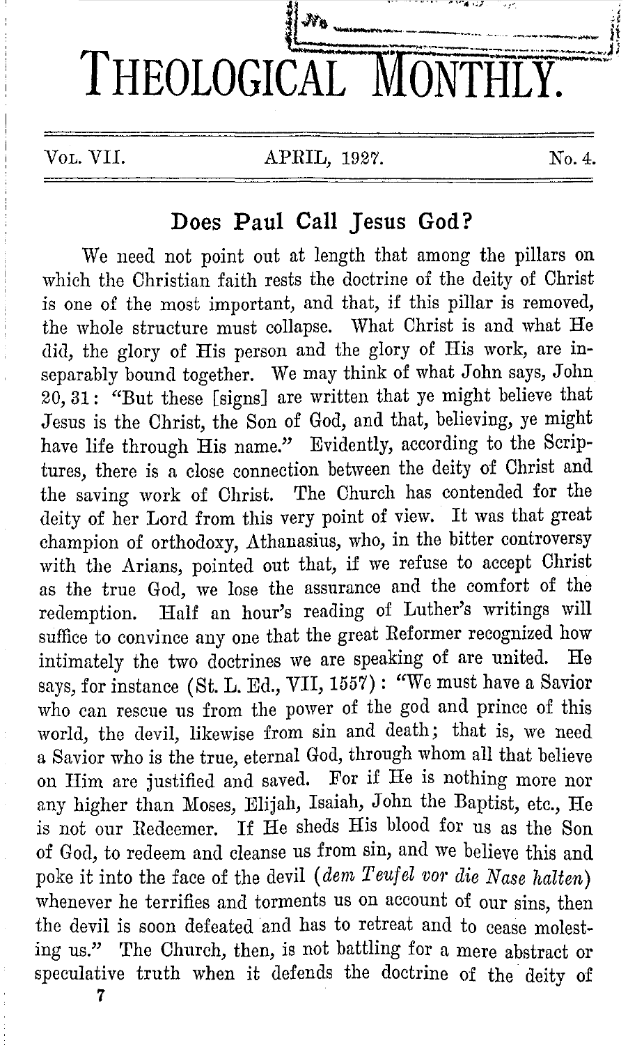# THEOLOGICAL MONTHLY.

VOL. VII. APRIL, 1927. No. 4.

## Does Paul Call Jesus God?

We need not point out at length that among the pillars on which the Christian faith rests the doctrine of the deity of Christ is one of the most important, and that, if this pillar is removed, the whole structure must collapse. What Christ is and what He did, the glory of His person and the glory of His work, are inseparably bound together. We may think of what John says, John 20, 31: "But these [signs] are written that ye might believe that Jesus is the Christ, the Son of God, and that, believing, ye might have life through His name." Evidently, according to the Scriptures, there is a close connection between the deity of Christ and the saving work of Christ. The Church has contended for the deity of her Lord from this very point of view. It was that great champion of orthodoxy, Athanasius, who, in the bitter controversy with the Arians, pointed out that, if we refuse to accept Christ as the true God, we lose the assurance and the comfort of the redemption. Half an hour's reading of Luther's writings will suffice to convince any one that the great Reformer recognized how intimately the two doctrines we are speaking of are united. He says, for instance (St. L. Ed., VII, 1557): "We must have a Savior who can rescue us from the power of the god and prince of this world, the devil, likewise from sin and death; that is, we need a Savior who is the true, eternal God, through whom all that believe on Him are justified and saved. For if He is nothing more nor any higher than Moses, Elijah, Isaiah, John the Baptist, etc., He is not our Redeemer. If He sheds His blood for us as the Son of God, to redeem and cleanse us from sin, and we believe this and poke it into the face of the devil (*dem Teufel vor die Nase halten*) whenever he terrifies and torments us on account of our sins, then the devil is soon defeated and has to retreat and to cease molesting us." The Church, then, is not battling for a mere abstract or speculative truth when it defends the doctrine of the deity of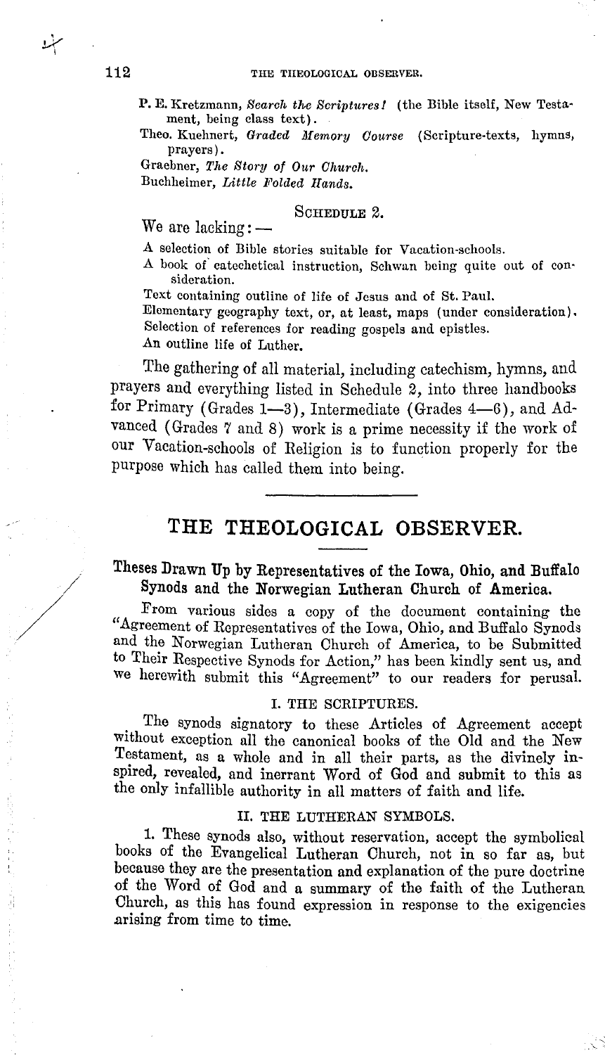P. E. Kretzmann, *Search the Scriptures!* (the Bible itself, New Testament, being class text).

Theo. Kuehnert, *Graded Memory Course* (Scripture-texts, hymns, prayers).

Graebner, *The Story of Our Church.*

Buchheimer, *Little Folded Hands.*

SCHEDULE 2.

We are lacking: —

A selection of Bible stories suitable for Vacation-schools.

A book of catechetical instruction, Schwan being quite out of consideration.

Text containing outline of life of Jesus and of St. Paul.

Elementary geography text, or, at least, maps (under consideration).

Selection of references for reading gospels and epistles.

An outline life of Luther.

The gathering of all material, including catechism, hymns, and prayers and everything listed in Schedule 2, into three handbooks for Primary (Grades 1—3), Intermediate (Grades 4—6), and Advanced (Grades 7 and 8) work is a prime necessity if the work of our Vacation-schools of Religion is to function properly for the purpose which has called them into being.

# THE THEOLOGICAL OBSERVER.

## Theses Drawn Up by Representatives of the Iowa, Ohio, and Buffalo Synods and the Norwegian Lutheran Church of America.

From various sides a copy of the document containing the "Agreement of Representatives of the Iowa, Ohio, and Buffalo Synods and the Norwegian Lutheran Church of America, to be Submitted to Their Respective Synods for Action," has been kindly sent us, and we herewith submit this "Agreement" to our readers for perusal.

### I. THE SCRIPTURES.

The synods signatory to these Articles of Agreement accept without exception all the canonical books of the Old and the New Testament, as a whole and in all their parts, as the divinely inspired, revealed, and inerrant Word of God and submit to this as the only infallible authority in all matters of faith and life.

### II. THE LUTHERAN SYMBOLS.

1. These synods also, without reservation, accept the symbolical books of the Evangelical Lutheran Church, not in so far as, but because they are the presentation and explanation of the pure doctrine of the Word of God and a summary of the faith of the Lutheran Church, as this has found expression in response to the exigencies arising from time to time.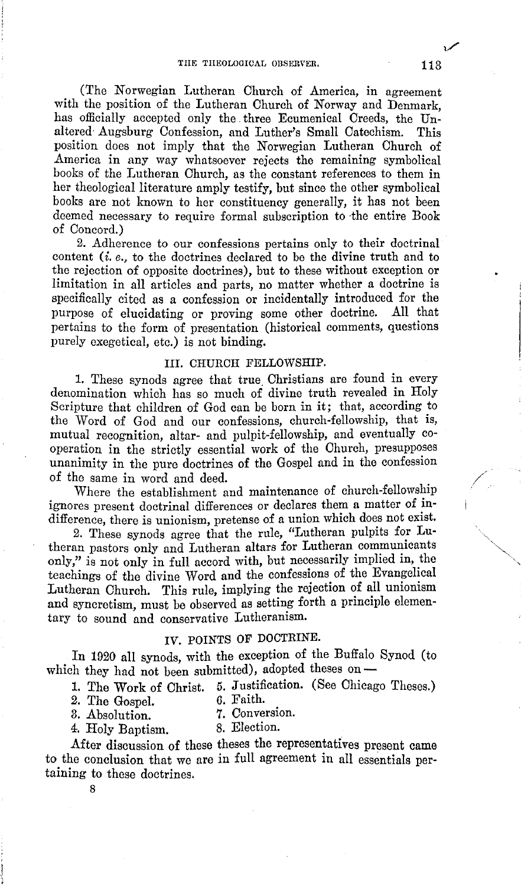(The Norwegian Lutheran Church of America, in agreement with the position of the Lutheran Church of Norway and Denmark, has officially accepted only the three Ecumenical Creeds, the Unaltered Augsburg Confession, and Luther's Small Catechism. This position does not imply that the Norwegian Lutheran Church of America in any way whatsoever rejects the remaining symbolical books of the Lutheran Church, as the constant references to them in her theological literature amply testify, but since the other symbolical books are not known to her constituency generally, it has not been deemed necessary to require formal subscription to the entire Book of Concord.)

2. Adherence to our confessions pertains only to their doctrinal content (*i. e.*, to the doctrines declared to be the divine truth and to the rejection of opposite doctrines), but to these without exception or limitation in all articles and parts, no matter whether a doctrine is specifically cited as a confession or incidentally introduced for the purpose of elucidating or proving some other doctrine. All that pertains to the form of presentation (historical comments, questions purely exegetical, etc.) is not binding.

## III. CHURCH FELLOWSHIP.

1. These synods agree that true Christians are found in every denomination which has so much of divine truth revealed in Holy Scripture that children of God can be born in it; that, according to the Word of God and our confessions, church-fellowship, that is, mutual recognition, altar- and pulpit-fellowship, and eventually co-operation in the strictly essential work of the Church, presupposes unanimity in the pure doctrines of the Gospel and in the confession of the same in word and deed.

Where the establishment and maintenance of church-fellowship ignores present doctrinal differences or declares them a matter of indifference, there is unionism, pretense of a union which does not exist.

2. These synods agree that the rule, "Lutheran pulpits for Lutheran pastors only and Lutheran altars for Lutheran communicants only," is not only in full accord with, but necessarily implied in, the teachings of the divine Word and the confessions of the Evangelical Lutheran Church. This rule, implying the rejection of all unionism and syncretism, must be observed as setting forth a principle elementary to sound and conservative Lutheranism.

## IV. POINTS OF DOCTRINE.

In 1920 all synods, with the exception of the Buffalo Synod (to which they had not been submitted), adopted theses on —

1. The Work of Christ.
2. The Gospel.
3. Absolution.
4. Holy Baptism.
5. Justification. (See Chicago Theses.)
6. Faith.
7. Conversion.
8. Election.

After discussion of these theses the representatives present came to the conclusion that we are in full agreement in all essentials pertaining to these doctrines.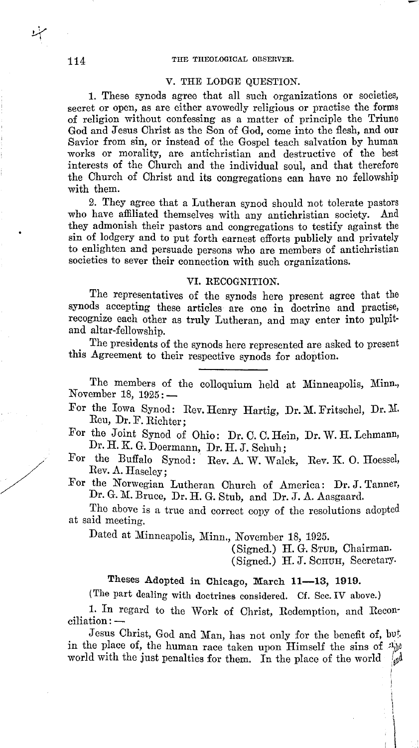## V. THE LODGE QUESTION.

1. These synods agree that all such organizations or societies, secret or open, as are either avowedly religious or practise the forms of religion without confessing as a matter of principle the Triune God and Jesus Christ as the Son of God, come into the flesh, and our Savior from sin, or instead of the Gospel teach salvation by human works or morality, are antichristian and destructive of the best interests of the Church and the individual soul, and that therefore the Church of Christ and its congregations can have no fellowship with them.

2. They agree that a Lutheran synod should not tolerate pastors who have affiliated themselves with any antichristian society. And they admonish their pastors and congregations to testify against the sin of lodgery and to put forth earnest efforts publicly and privately to enlighten and persuade persons who are members of antichristian societies to sever their connection with such organizations.

## VI. RECOGNITION.

The representatives of the synods here present agree that the synods accepting these articles are one in doctrine and practise, recognize each other as truly Lutheran, and may enter into pulpit- and altar-fellowship.

The presidents of the synods here represented are asked to present this Agreement to their respective synods for adoption.

---

The members of the colloquium held at Minneapolis, Minn., November 18, 1925: —

For the Iowa Synod: Rev. Henry Hartig, Dr. M. Fritschel, Dr. M. Reu, Dr. F. Richter;

For the Joint Synod of Ohio: Dr. C. C. Hein, Dr. W. H. Lehmann, Dr. H. K. G. Doermann, Dr. H. J. Schuh;

For the Buffalo Synod: Rev. A. W. Walck, Rev. K. O. Hoessel, Rev. A. Haseley;

For the Norwegian Lutheran Church of America: Dr. J. Tanner, Dr. G. M. Bruce, Dr. H. G. Stub, and Dr. J. A. Aasgaard.

The above is a true and correct copy of the resolutions adopted at said meeting.

Dated at Minneapolis, Minn., November 18, 1925.

(Signed.) H. G. STUB, Chairman.
(Signed.) H. J. SCHUH, Secretary.

### Theses Adopted in Chicago, March 11—13, 1919.

(The part dealing with doctrines considered. Cf. Sec. IV above.)

1. In regard to the Work of Christ, Redemption, and Reconciliation: —

Jesus Christ, God and Man, has not only for the benefit of, but in the place of, the human race taken upon Himself the sins of the world with the just penalties for them. In the place of the world and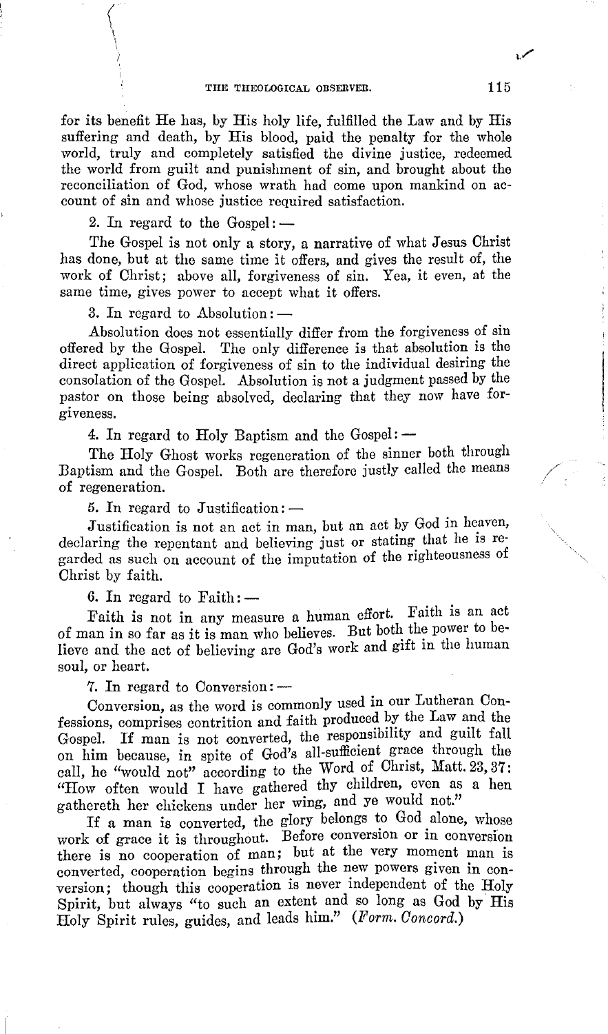for its benefit He has, by His holy life, fulfilled the Law and by His suffering and death, by His blood, paid the penalty for the whole world, truly and completely satisfied the divine justice, redeemed the world from guilt and punishment of sin, and brought about the reconciliation of God, whose wrath had come upon mankind on account of sin and whose justice required satisfaction.

2. In regard to the Gospel: —

The Gospel is not only a story, a narrative of what Jesus Christ has done, but at the same time it offers, and gives the result of, the work of Christ; above all, forgiveness of sin. Yea, it even, at the same time, gives power to accept what it offers.

3. In regard to Absolution: —

Absolution does not essentially differ from the forgiveness of sin offered by the Gospel. The only difference is that absolution is the direct application of forgiveness of sin to the individual desiring the consolation of the Gospel. Absolution is not a judgment passed by the pastor on those being absolved, declaring that they now have forgiveness.

4. In regard to Holy Baptism and the Gospel: —

The Holy Ghost works regeneration of the sinner both through Baptism and the Gospel. Both are therefore justly called the means of regeneration.

5. In regard to Justification: —

Justification is not an act in man, but an act by God in heaven, declaring the repentant and believing just or stating that he is regarded as such on account of the imputation of the righteousness of Christ by faith.

6. In regard to Faith: —

Faith is not in any measure a human effort. Faith is an act of man in so far as it is man who believes. But both the power to believe and the act of believing are God's work and gift in the human soul, or heart.

7. In regard to Conversion: —

Conversion, as the word is commonly used in our Lutheran Confessions, comprises contrition and faith produced by the Law and the Gospel. If man is not converted, the responsibility and guilt fall on him because, in spite of God's all-sufficient grace through the call, he "would not" according to the Word of Christ, Matt. 23, 37: "How often would I have gathered thy children, even as a hen gathereth her chickens under her wing, and ye would not."

If a man is converted, the glory belongs to God alone, whose work of grace it is throughout. Before conversion or in conversion there is no cooperation of man; but at the very moment man is converted, cooperation begins through the new powers given in conversion; though this cooperation is never independent of the Holy Spirit, but always "to such an extent and so long as God by His Holy Spirit rules, guides, and leads him." (*Form. Concord.*)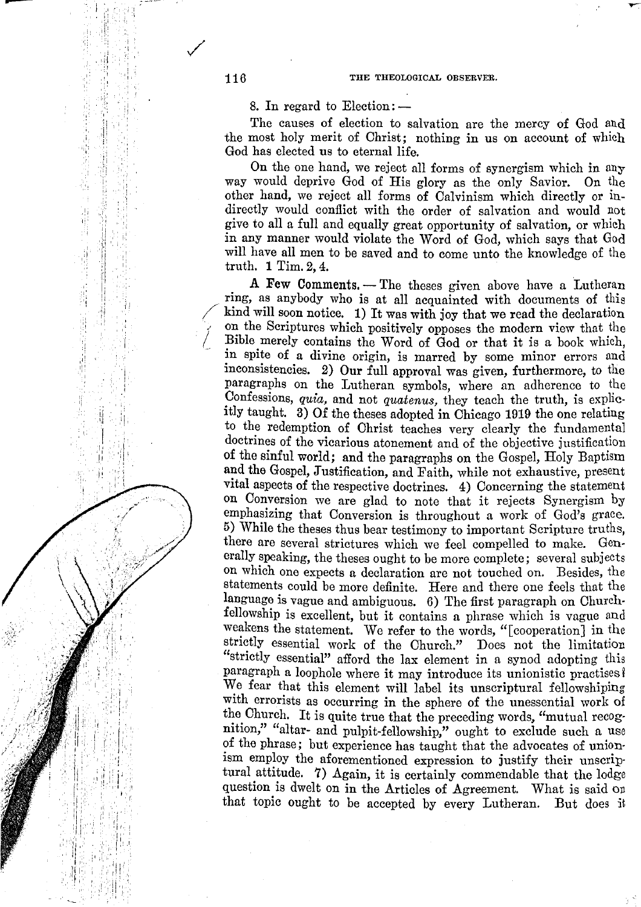8. In regard to Election: —

The causes of election to salvation are the mercy of God and the most holy merit of Christ; nothing in us on account of which God has elected us to eternal life.

On the one hand, we reject all forms of synergism which in any way would deprive God of His glory as the only Savior. On the other hand, we reject all forms of Calvinism which directly or indirectly would conflict with the order of salvation and would not give to all a full and equally great opportunity of salvation, or which in any manner would violate the Word of God, which says that God will have all men to be saved and to come unto the knowledge of the truth. 1 Tim. 2, 4.

**A Few Comments.** — The theses given above have a Lutheran ring, as anybody who is at all acquainted with documents of this kind will soon notice. 1) It was with joy that we read the declaration on the Scriptures which positively opposes the modern view that the Bible merely contains the Word of God or that it is a book which, in spite of a divine origin, is marred by some minor errors and inconsistencies. 2) Our full approval was given, furthermore, to the paragraphs on the Lutheran symbols, where an adherence to the Confessions, *quia*, and not *quatenus*, they teach the truth, is explicitly taught. 3) Of the theses adopted in Chicago 1919 the one relating to the redemption of Christ teaches very clearly the fundamental doctrines of the vicarious atonement and of the objective justification of the sinful world; and the paragraphs on the Gospel, Holy Baptism and the Gospel, Justification, and Faith, while not exhaustive, present vital aspects of the respective doctrines. 4) Concerning the statement on Conversion we are glad to note that it rejects Synergism by emphasizing that Conversion is throughout a work of God's grace. 5) While the theses thus bear testimony to important Scripture truths, there are several strictures which we feel compelled to make. Generally speaking, the theses ought to be more complete; several subjects on which one expects a declaration are not touched on. Besides, the statements could be more definite. Here and there one feels that the language is vague and ambiguous. 6) The first paragraph on Church-fellowship is excellent, but it contains a phrase which is vague and weakens the statement. We refer to the words, "[cooperation] in the strictly essential work of the Church." Does not the limitation "strictly essential" afford the lax element in a synod adopting this paragraph a loophole where it may introduce its unionistic practises? We fear that this element will label its unscriptural fellowshiping with errorists as occurring in the sphere of the unessential work of the Church. It is quite true that the preceding words, "mutual recognition," "altar- and pulpit-fellowship," ought to exclude such a use of the phrase; but experience has taught that the advocates of unionism employ the aforementioned expression to justify their unscriptural attitude. 7) Again, it is certainly commendable that the lodge question is dwelt on in the Articles of Agreement. What is said on that topic ought to be accepted by every Lutheran. But does it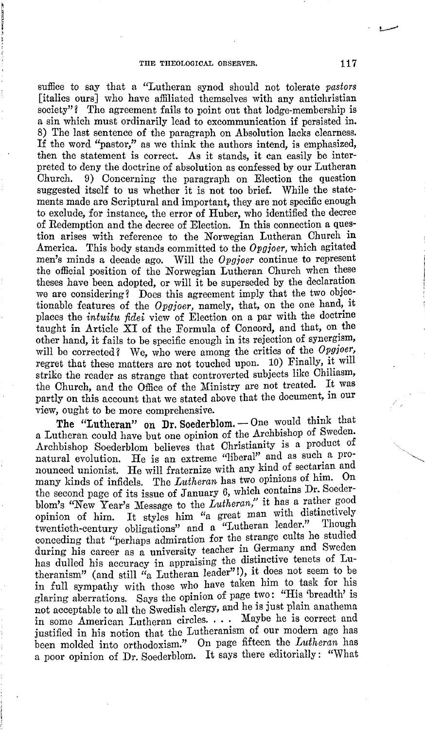suffice to say that a "Lutheran synod should not tolerate *pastors* [italics ours] who have affiliated themselves with any antichristian society"? The agreement fails to point out that lodge-membership is a sin which must ordinarily lead to excommunication if persisted in. 8) The last sentence of the paragraph on Absolution lacks clearness. If the word "pastor," as we think the authors intend, is emphasized, then the statement is correct. As it stands, it can easily be interpreted to deny the doctrine of absolution as confessed by our Lutheran Church. 9) Concerning the paragraph on Election the question suggested itself to us whether it is not too brief. While the statements made are Scriptural and important, they are not specific enough to exclude, for instance, the error of Huber, who identified the decree of Redemption and the decree of Election. In this connection a question arises with reference to the Norwegian Lutheran Church in America. This body stands committed to the *Opgjoer,* which agitated men's minds a decade ago. Will the *Opgjoer* continue to represent the official position of the Norwegian Lutheran Church when these theses have been adopted, or will it be superseded by the declaration we are considering? Does this agreement imply that the two objectionable features of the *Opgjoer,* namely, that, on the one hand, it places the *intuitu fidei* view of Election on a par with the doctrine taught in Article XI of the Formula of Concord, and that, on the other hand, it fails to be specific enough in its rejection of synergism, will be corrected? We, who were among the critics of the *Opgjoer,* regret that these matters are not touched upon. 10) Finally, it will strike the reader as strange that controverted subjects like Chiliasm, the Church, and the Office of the Ministry are not treated. It was partly on this account that we stated above that the document, in our view, ought to be more comprehensive.

**The "Lutheran" on Dr. Soederblom.** — One would think that a Lutheran could have but one opinion of the Archbishop of Sweden. Archbishop Soederblom believes that Christianity is a product of natural evolution. He is an extreme "liberal" and as such a pronounced unionist. He will fraternize with any kind of sectarian and many kinds of infidels. The *Lutheran* has two opinions of him. On the second page of its issue of January 6, which contains Dr. Soederblom's "New Year's Message to the *Lutheran,*" it has a rather good opinion of him. It styles him "a great man with distinctively twentieth-century obligations" and a "Lutheran leader." Though conceding that "perhaps admiration for the strange cults he studied during his career as a university teacher in Germany and Sweden has dulled his accuracy in appraising the distinctive tenets of Lutheranism" (and still "a Lutheran leader"!), it does not seem to be in full sympathy with those who have taken him to task for his glaring aberrations. Says the opinion of page two: "His 'breadth' is not acceptable to all the Swedish clergy, and he is just plain anathema in some American Lutheran circles. . . . Maybe he is correct and justified in his notion that the Lutheranism of our modern age has been molded into orthodoxism." On page fifteen the *Lutheran* has a poor opinion of Dr. Soederblom. It says there editorially: "What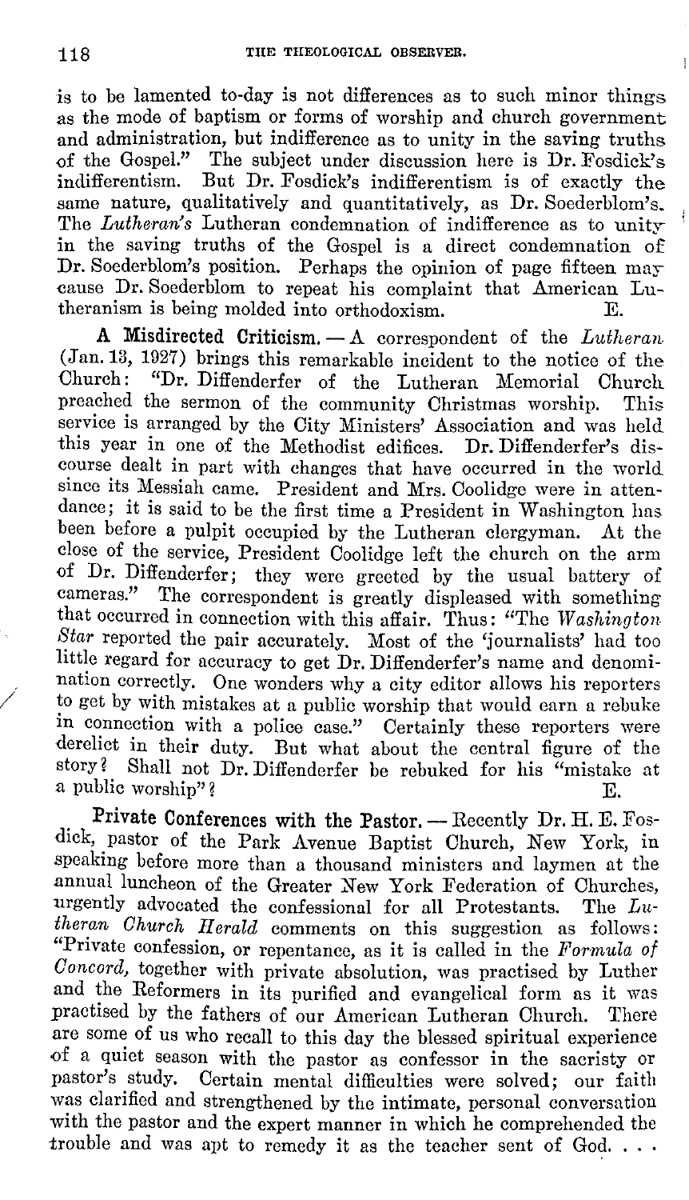is to be lamented to-day is not differences as to such minor things as the mode of baptism or forms of worship and church government and administration, but indifference as to unity in the saving truths of the Gospel." The subject under discussion here is Dr. Fosdick's indifferentism. But Dr. Fosdick's indifferentism is of exactly the same nature, qualitatively and quantitatively, as Dr. Soederblom's. The *Lutheran's* Lutheran condemnation of indifference as to unity in the saving truths of the Gospel is a direct condemnation of Dr. Soederblom's position. Perhaps the opinion of page fifteen may cause Dr. Soederblom to repeat his complaint that American Lutheranism is being molded into orthodoxism. E.

**A Misdirected Criticism.** — A correspondent of the *Lutheran* (Jan. 13, 1927) brings this remarkable incident to the notice of the Church: "Dr. Diffenderfer of the Lutheran Memorial Church preached the sermon of the community Christmas worship. This service is arranged by the City Ministers' Association and was held this year in one of the Methodist edifices. Dr. Diffenderfer's discourse dealt in part with changes that have occurred in the world since its Messiah came. President and Mrs. Coolidge were in attendance; it is said to be the first time a President in Washington has been before a pulpit occupied by the Lutheran clergyman. At the close of the service, President Coolidge left the church on the arm of Dr. Diffenderfer; they were greeted by the usual battery of cameras." The correspondent is greatly displeased with something that occurred in connection with this affair. Thus: "The *Washington Star* reported the pair accurately. Most of the 'journalists' had too little regard for accuracy to get Dr. Diffenderfer's name and denomination correctly. One wonders why a city editor allows his reporters to get by with mistakes at a public worship that would earn a rebuke in connection with a police case." Certainly these reporters were derelict in their duty. But what about the central figure of the story? Shall not Dr. Diffenderfer be rebuked for his "mistake at a public worship"? E.

**Private Conferences with the Pastor.** — Recently Dr. H. E. Fosdick, pastor of the Park Avenue Baptist Church, New York, in speaking before more than a thousand ministers and laymen at the annual luncheon of the Greater New York Federation of Churches, urgently advocated the confessional for all Protestants. The *Lutheran Church Herald* comments on this suggestion as follows: "Private confession, or repentance, as it is called in the *Formula of Concord*, together with private absolution, was practised by Luther and the Reformers in its purified and evangelical form as it was practised by the fathers of our American Lutheran Church. There are some of us who recall to this day the blessed spiritual experience of a quiet season with the pastor as confessor in the sacristy or pastor's study. Certain mental difficulties were solved; our faith was clarified and strengthened by the intimate, personal conversation with the pastor and the expert manner in which he comprehended the trouble and was apt to remedy it as the teacher sent of God. . . .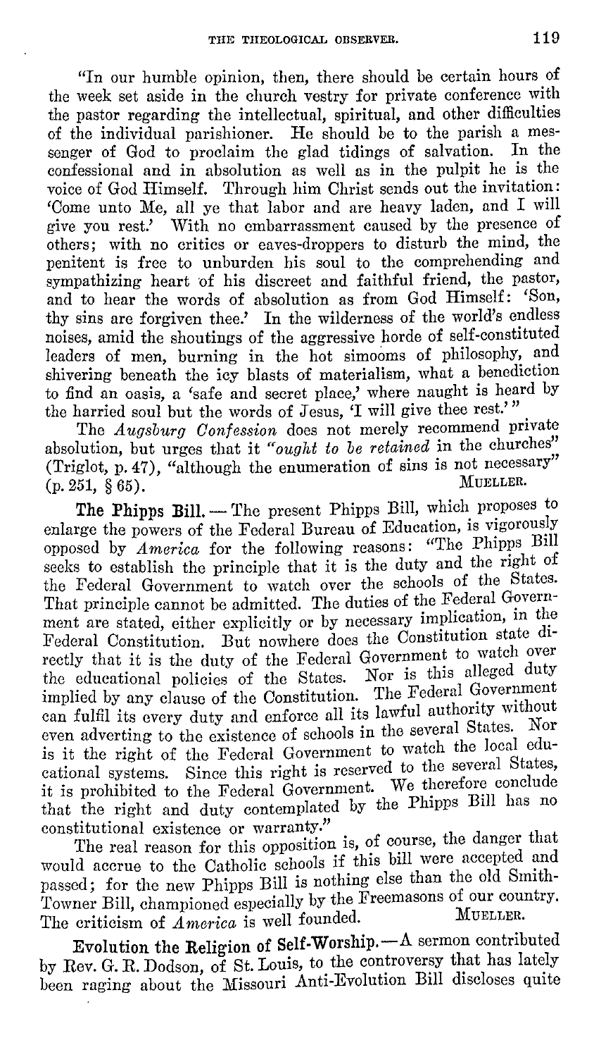"In our humble opinion, then, there should be certain hours of the week set aside in the church vestry for private conference with the pastor regarding the intellectual, spiritual, and other difficulties of the individual parishioner. He should be to the parish a messenger of God to proclaim the glad tidings of salvation. In the confessional and in absolution as well as in the pulpit he is the voice of God Himself. Through him Christ sends out the invitation: 'Come unto Me, all ye that labor and are heavy laden, and I will give you rest.' With no embarrassment caused by the presence of others; with no critics or eaves-droppers to disturb the mind, the penitent is free to unburden his soul to the comprehending and sympathizing heart of his discreet and faithful friend, the pastor, and to hear the words of absolution as from God Himself: 'Son, thy sins are forgiven thee.' In the wilderness of the world's endless noises, amid the shoutings of the aggressive horde of self-constituted leaders of men, burning in the hot simooms of philosophy, and shivering beneath the icy blasts of materialism, what a benediction to find an oasis, a 'safe and secret place,' where naught is heard by the harried soul but the words of Jesus, 'I will give thee rest.'"

The *Augsburg Confession* does not merely recommend private absolution, but urges that it *"ought to be retained* in the churches" (Triglot, p. 47), "although the enumeration of sins is not necessary" (p. 251, § 65). MUELLER.

**The Phipps Bill.** — The present Phipps Bill, which proposes to enlarge the powers of the Federal Bureau of Education, is vigorously opposed by *America* for the following reasons: "The Phipps Bill seeks to establish the principle that it is the duty and the right of the Federal Government to watch over the schools of the States. That principle cannot be admitted. The duties of the Federal Government are stated, either explicitly or by necessary implication, in the Federal Constitution. But nowhere does the Constitution state directly that it is the duty of the Federal Government to watch over the educational policies of the States. Nor is this alleged duty implied by any clause of the Constitution. The Federal Government can fulfil its every duty and enforce all its lawful authority without even adverting to the existence of schools in the several States. Nor is it the right of the Federal Government to watch the local educational systems. Since this right is reserved to the several States, it is prohibited to the Federal Government. We therefore conclude that the right and duty contemplated by the Phipps Bill has no constitutional existence or warranty."

The real reason for this opposition is, of course, the danger that would accrue to the Catholic schools if this bill were accepted and passed; for the new Phipps Bill is nothing else than the old Smith-Towner Bill, championed especially by the Freemasons of our country. The criticism of *America* is well founded. MUELLER.

**Evolution the Religion of Self-Worship.** — A sermon contributed by Rev. G. R. Dodson, of St. Louis, to the controversy that has lately been raging about the Missouri Anti-Evolution Bill discloses quite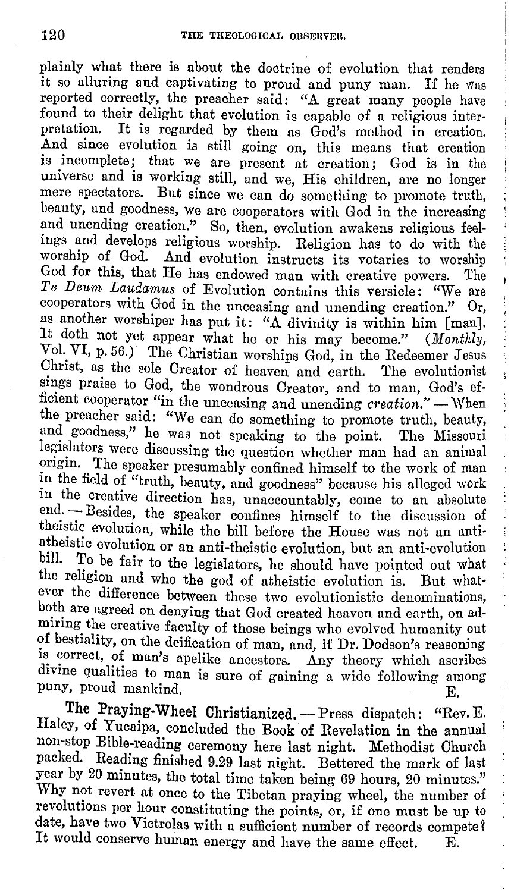plainly what there is about the doctrine of evolution that renders it so alluring and captivating to proud and puny man. If he was reported correctly, the preacher said: "A great many people have found to their delight that evolution is capable of a religious interpretation. It is regarded by them as God's method in creation. And since evolution is still going on, this means that creation is incomplete; that we are present at creation; God is in the universe and is working still, and we, His children, are no longer mere spectators. But since we can do something to promote truth, beauty, and goodness, we are cooperators with God in the increasing and unending creation." So, then, evolution awakens religious feelings and develops religious worship. Religion has to do with the worship of God. And evolution instructs its votaries to worship God for this, that He has endowed man with creative powers. The *Te Deum Laudamus* of Evolution contains this versicle: "We are cooperators with God in the unceasing and unending creation." Or, as another worshiper has put it: "A divinity is within him [man]. It doth not yet appear what he or his may become." (*Monthly*, Vol. VI, p. 56.) The Christian worships God, in the Redeemer Jesus Christ, as the sole Creator of heaven and earth. The evolutionist sings praise to God, the wondrous Creator, and to man, God's efficient cooperator "in the unceasing and unending *creation*." — When the preacher said: "We can do something to promote truth, beauty, and goodness," he was not speaking to the point. The Missouri legislators were discussing the question whether man had an animal origin. The speaker presumably confined himself to the work of man in the field of "truth, beauty, and goodness" because his alleged work in the creative direction has, unaccountably, come to an absolute end. — Besides, the speaker confines himself to the discussion of theistic evolution, while the bill before the House was not an anti-atheistic evolution or an anti-theistic evolution, but an anti-evolution bill. To be fair to the legislators, he should have pointed out what the religion and who the god of atheistic evolution is. But whatever the difference between these two evolutionistic denominations, both are agreed on denying that God created heaven and earth, on admiring the creative faculty of those beings who evolved humanity out of bestiality, on the deification of man, and, if Dr. Dodson's reasoning is correct, of man's apelike ancestors. Any theory which ascribes divine qualities to man is sure of gaining a wide following among puny, proud mankind. E.

**The Praying-Wheel Christianized.** — Press dispatch: "Rev. E. Haley, of Yucaipa, concluded the Book of Revelation in the annual non-stop Bible-reading ceremony here last night. Methodist Church packed. Reading finished 9.29 last night. Bettered the mark of last year by 20 minutes, the total time taken being 69 hours, 20 minutes." Why not revert at once to the Tibetan praying wheel, the number of revolutions per hour constituting the points, or, if one must be up to date, have two Victrolas with a sufficient number of records compete? It would conserve human energy and have the same effect. E.